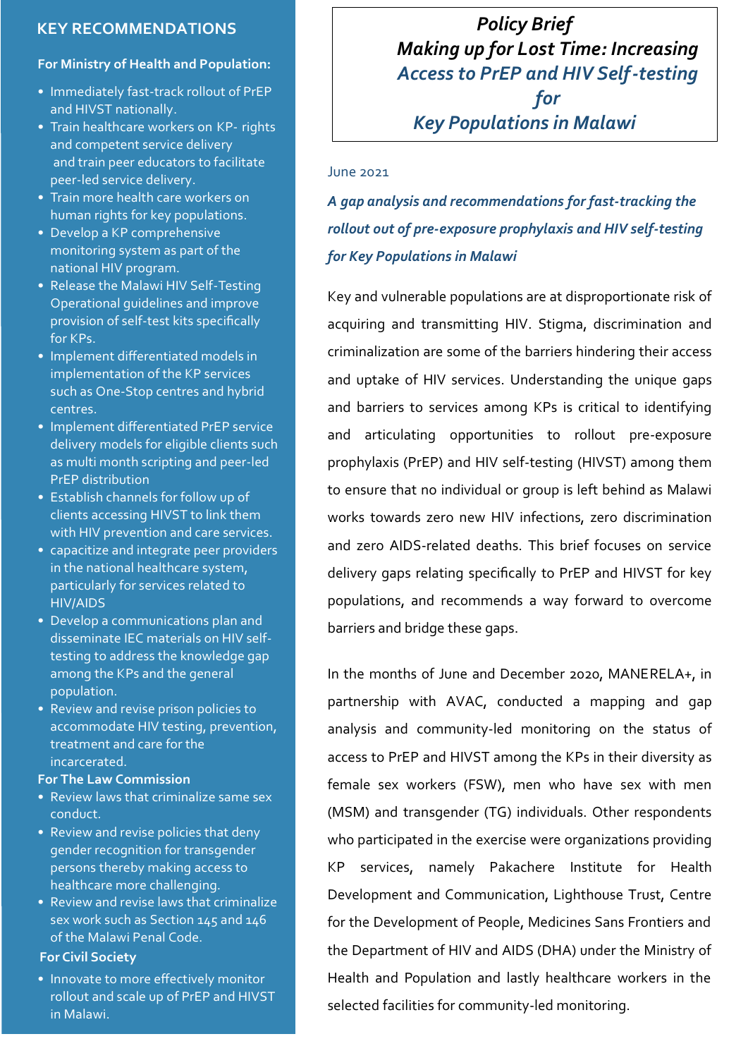# Policy Brief

# Making up for Lost Time: Increasing Access to PrEP and HIV Self-testing for Key Populations in Malawi

June 2021

***A gap analysis and recommendations for fast-tracking the rollout out of pre-exposure prophylaxis and HIV self-testing for Key Populations in Malawi***

Key and vulnerable populations are at disproportionate risk of acquiring and transmitting HIV. Stigma, discrimination and criminalization are some of the barriers hindering their access and uptake of HIV services. Understanding the unique gaps and barriers to services among KPs is critical to identifying and articulating opportunities to rollout pre-exposure prophylaxis (PrEP) and HIV self-testing (HIVST) among them to ensure that no individual or group is left behind as Malawi works towards zero new HIV infections, zero discrimination and zero AIDS-related deaths. This brief focuses on service delivery gaps relating specifically to PrEP and HIVST for key populations, and recommends a way forward to overcome barriers and bridge these gaps.

In the months of June and December 2020, MANERELA+, in partnership with AVAC, conducted a mapping and gap analysis and community-led monitoring on the status of access to PrEP and HIVST among the KPs in their diversity as female sex workers (FSW), men who have sex with men (MSM) and transgender (TG) individuals. Other respondents who participated in the exercise were organizations providing KP services, namely Pakachere Institute for Health Development and Communication, Lighthouse Trust, Centre for the Development of People, Medicines Sans Frontiers and the Department of HIV and AIDS (DHA) under the Ministry of Health and Population and lastly healthcare workers in the selected facilities for community-led monitoring.

## KEY RECOMMENDATIONS

**For Ministry of Health and Population:**

- Immediately fast-track rollout of PrEP and HIVST nationally.
- Train healthcare workers on KP- rights and competent service delivery and train peer educators to facilitate peer-led service delivery.
- Train more health care workers on human rights for key populations.
- Develop a KP comprehensive monitoring system as part of the national HIV program.
- Release the Malawi HIV Self-Testing Operational guidelines and improve provision of self-test kits specifically for KPs.
- Implement differentiated models in implementation of the KP services such as One-Stop centres and hybrid centres.
- Implement differentiated PrEP service delivery models for eligible clients such as multi month scripting and peer-led PrEP distribution
- Establish channels for follow up of clients accessing HIVST to link them with HIV prevention and care services.
- capacitize and integrate peer providers in the national healthcare system, particularly for services related to HIV/AIDS
- Develop a communications plan and disseminate IEC materials on HIV self-testing to address the knowledge gap among the KPs and the general population.
- Review and revise prison policies to accommodate HIV testing, prevention, treatment and care for the incarcerated.

**For The Law Commission**

- Review laws that criminalize same sex conduct.
- Review and revise policies that deny gender recognition for transgender persons thereby making access to healthcare more challenging.
- Review and revise laws that criminalize sex work such as Section 145 and 146 of the Malawi Penal Code.

**For Civil Society**

- Innovate to more effectively monitor rollout and scale up of PrEP and HIVST in Malawi.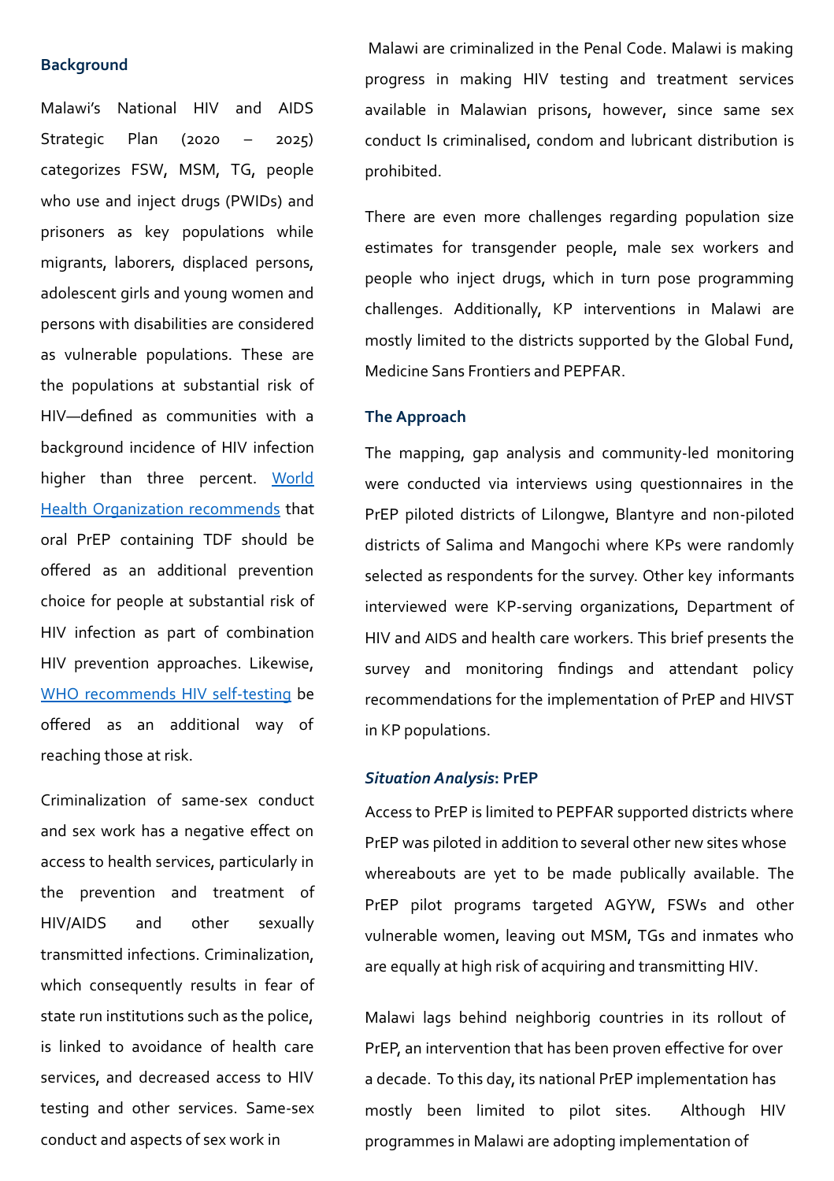### Background

Malawi's National HIV and AIDS Strategic Plan (2020 – 2025) categorizes FSW, MSM, TG, people who use and inject drugs (PWIDs) and prisoners as key populations while migrants, laborers, displaced persons, adolescent girls and young women and persons with disabilities are considered as vulnerable populations. These are the populations at substantial risk of HIV—defined as communities with a background incidence of HIV infection higher than three percent. [World Health Organization recommends](#) that oral PrEP containing TDF should be offered as an additional prevention choice for people at substantial risk of HIV infection as part of combination HIV prevention approaches. Likewise, [WHO recommends HIV self-testing](#) be offered as an additional way of reaching those at risk.

Criminalization of same-sex conduct and sex work has a negative effect on access to health services, particularly in the prevention and treatment of HIV/AIDS and other sexually transmitted infections. Criminalization, which consequently results in fear of state run institutions such as the police, is linked to avoidance of health care services, and decreased access to HIV testing and other services. Same-sex conduct and aspects of sex work in Malawi are criminalized in the Penal Code. Malawi is making progress in making HIV testing and treatment services available in Malawian prisons, however, since same sex conduct Is criminalised, condom and lubricant distribution is prohibited.

There are even more challenges regarding population size estimates for transgender people, male sex workers and people who inject drugs, which in turn pose programming challenges. Additionally, KP interventions in Malawi are mostly limited to the districts supported by the Global Fund, Medicine Sans Frontiers and PEPFAR.

### The Approach

The mapping, gap analysis and community-led monitoring were conducted via interviews using questionnaires in the PrEP piloted districts of Lilongwe, Blantyre and non-piloted districts of Salima and Mangochi where KPs were randomly selected as respondents for the survey. Other key informants interviewed were KP-serving organizations, Department of HIV and AIDS and health care workers. This brief presents the survey and monitoring findings and attendant policy recommendations for the implementation of PrEP and HIVST in KP populations.

### *Situation Analysis*: PrEP

Access to PrEP is limited to PEPFAR supported districts where PrEP was piloted in addition to several other new sites whose whereabouts are yet to be made publically available. The PrEP pilot programs targeted AGYW, FSWs and other vulnerable women, leaving out MSM, TGs and inmates who are equally at high risk of acquiring and transmitting HIV.

Malawi lags behind neighborig countries in its rollout of PrEP, an intervention that has been proven effective for over a decade. To this day, its national PrEP implementation has mostly been limited to pilot sites. Although HIV programmes in Malawi are adopting implementation of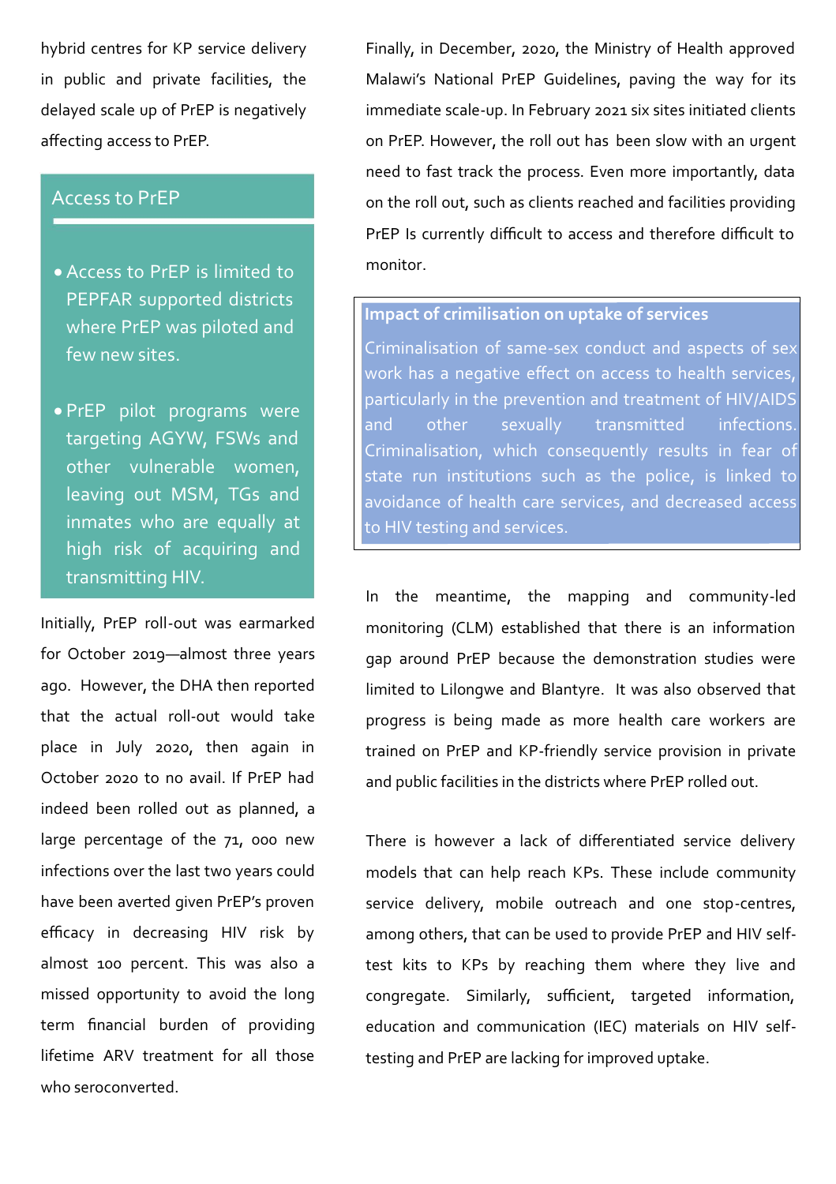hybrid centres for KP service delivery in public and private facilities, the delayed scale up of PrEP is negatively affecting access to PrEP.

### Access to PrEP

- Access to PrEP is limited to PEPFAR supported districts where PrEP was piloted and few new sites.
- PrEP pilot programs were targeting AGYW, FSWs and other vulnerable women, leaving out MSM, TGs and inmates who are equally at high risk of acquiring and transmitting HIV.

Initially, PrEP roll-out was earmarked for October 2019—almost three years ago. However, the DHA then reported that the actual roll-out would take place in July 2020, then again in October 2020 to no avail. If PrEP had indeed been rolled out as planned, a large percentage of the 71, 000 new infections over the last two years could have been averted given PrEP's proven efficacy in decreasing HIV risk by almost 100 percent. This was also a missed opportunity to avoid the long term financial burden of providing lifetime ARV treatment for all those who seroconverted.

Finally, in December, 2020, the Ministry of Health approved Malawi's National PrEP Guidelines, paving the way for its immediate scale-up. In February 2021 six sites initiated clients on PrEP. However, the roll out has been slow with an urgent need to fast track the process. Even more importantly, data on the roll out, such as clients reached and facilities providing PrEP Is currently difficult to access and therefore difficult to monitor.

### Impact of crimilisation on uptake of services

Criminalisation of same-sex conduct and aspects of sex work has a negative effect on access to health services, particularly in the prevention and treatment of HIV/AIDS and other sexually transmitted infections. Criminalisation, which consequently results in fear of state run institutions such as the police, is linked to avoidance of health care services, and decreased access to HIV testing and services.

In the meantime, the mapping and community-led monitoring (CLM) established that there is an information gap around PrEP because the demonstration studies were limited to Lilongwe and Blantyre. It was also observed that progress is being made as more health care workers are trained on PrEP and KP-friendly service provision in private and public facilities in the districts where PrEP rolled out.

There is however a lack of differentiated service delivery models that can help reach KPs. These include community service delivery, mobile outreach and one stop-centres, among others, that can be used to provide PrEP and HIV self-test kits to KPs by reaching them where they live and congregate. Similarly, sufficient, targeted information, education and communication (IEC) materials on HIV self-testing and PrEP are lacking for improved uptake.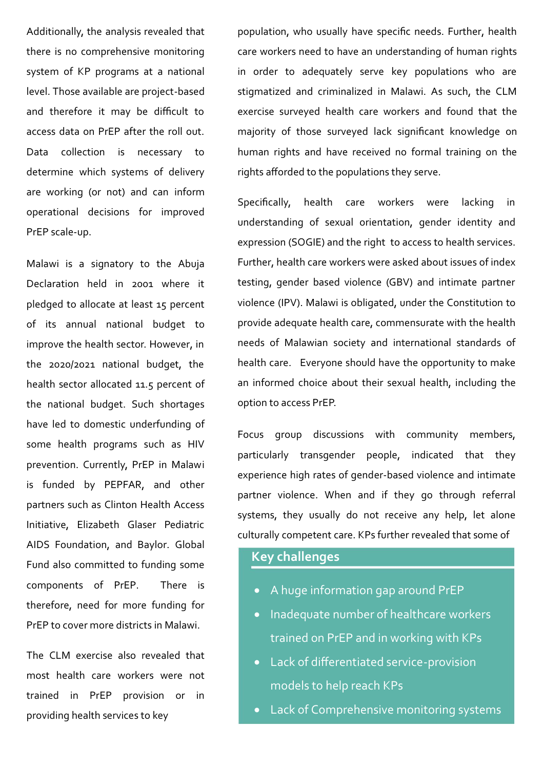Additionally, the analysis revealed that there is no comprehensive monitoring system of KP programs at a national level. Those available are project-based and therefore it may be difficult to access data on PrEP after the roll out. Data collection is necessary to determine which systems of delivery are working (or not) and can inform operational decisions for improved PrEP scale-up.

Malawi is a signatory to the Abuja Declaration held in 2001 where it pledged to allocate at least 15 percent of its annual national budget to improve the health sector. However, in the 2020/2021 national budget, the health sector allocated 11.5 percent of the national budget. Such shortages have led to domestic underfunding of some health programs such as HIV prevention. Currently, PrEP in Malawi is funded by PEPFAR, and other partners such as Clinton Health Access Initiative, Elizabeth Glaser Pediatric AIDS Foundation, and Baylor. Global Fund also committed to funding some components of PrEP. There is therefore, need for more funding for PrEP to cover more districts in Malawi.

The CLM exercise also revealed that most health care workers were not trained in PrEP provision or in providing health services to key population, who usually have specific needs. Further, health care workers need to have an understanding of human rights in order to adequately serve key populations who are stigmatized and criminalized in Malawi. As such, the CLM exercise surveyed health care workers and found that the majority of those surveyed lack significant knowledge on human rights and have received no formal training on the rights afforded to the populations they serve.

Specifically, health care workers were lacking in understanding of sexual orientation, gender identity and expression (SOGIE) and the right to access to health services. Further, health care workers were asked about issues of index testing, gender based violence (GBV) and intimate partner violence (IPV). Malawi is obligated, under the Constitution to provide adequate health care, commensurate with the health needs of Malawian society and international standards of health care. Everyone should have the opportunity to make an informed choice about their sexual health, including the option to access PrEP.

Focus group discussions with community members, particularly transgender people, indicated that they experience high rates of gender-based violence and intimate partner violence. When and if they go through referral systems, they usually do not receive any help, let alone culturally competent care. KPs further revealed that some of

## Key challenges

- A huge information gap around PrEP
- Inadequate number of healthcare workers trained on PrEP and in working with KPs
- Lack of differentiated service-provision models to help reach KPs
- Lack of Comprehensive monitoring systems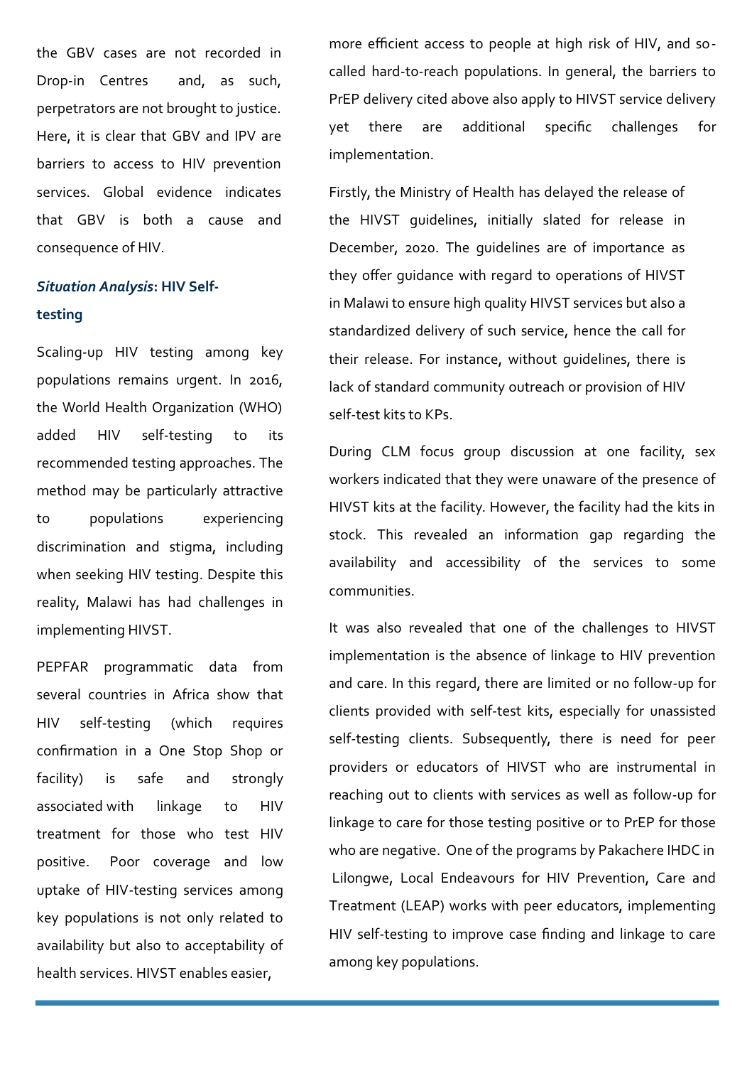the GBV cases are not recorded in Drop-in Centres and, as such, perpetrators are not brought to justice. Here, it is clear that GBV and IPV are barriers to access to HIV prevention services. Global evidence indicates that GBV is both a cause and consequence of HIV.

### *Situation Analysis*: HIV Self-testing

Scaling-up HIV testing among key populations remains urgent. In 2016, the World Health Organization (WHO) added HIV self-testing to its recommended testing approaches. The method may be particularly attractive to populations experiencing discrimination and stigma, including when seeking HIV testing. Despite this reality, Malawi has had challenges in implementing HIVST.

PEPFAR programmatic data from several countries in Africa show that HIV self-testing (which requires confirmation in a One Stop Shop or facility) is safe and strongly associated with linkage to HIV treatment for those who test HIV positive. Poor coverage and low uptake of HIV-testing services among key populations is not only related to availability but also to acceptability of health services. HIVST enables easier, more efficient access to people at high risk of HIV, and so-called hard-to-reach populations. In general, the barriers to PrEP delivery cited above also apply to HIVST service delivery yet there are additional specific challenges for implementation.

Firstly, the Ministry of Health has delayed the release of the HIVST guidelines, initially slated for release in December, 2020. The guidelines are of importance as they offer guidance with regard to operations of HIVST in Malawi to ensure high quality HIVST services but also a standardized delivery of such service, hence the call for their release. For instance, without guidelines, there is lack of standard community outreach or provision of HIV self-test kits to KPs.

During CLM focus group discussion at one facility, sex workers indicated that they were unaware of the presence of HIVST kits at the facility. However, the facility had the kits in stock. This revealed an information gap regarding the availability and accessibility of the services to some communities.

It was also revealed that one of the challenges to HIVST implementation is the absence of linkage to HIV prevention and care. In this regard, there are limited or no follow-up for clients provided with self-test kits, especially for unassisted self-testing clients. Subsequently, there is need for peer providers or educators of HIVST who are instrumental in reaching out to clients with services as well as follow-up for linkage to care for those testing positive or to PrEP for those who are negative. One of the programs by Pakachere IHDC in Lilongwe, Local Endeavours for HIV Prevention, Care and Treatment (LEAP) works with peer educators, implementing HIV self-testing to improve case finding and linkage to care among key populations.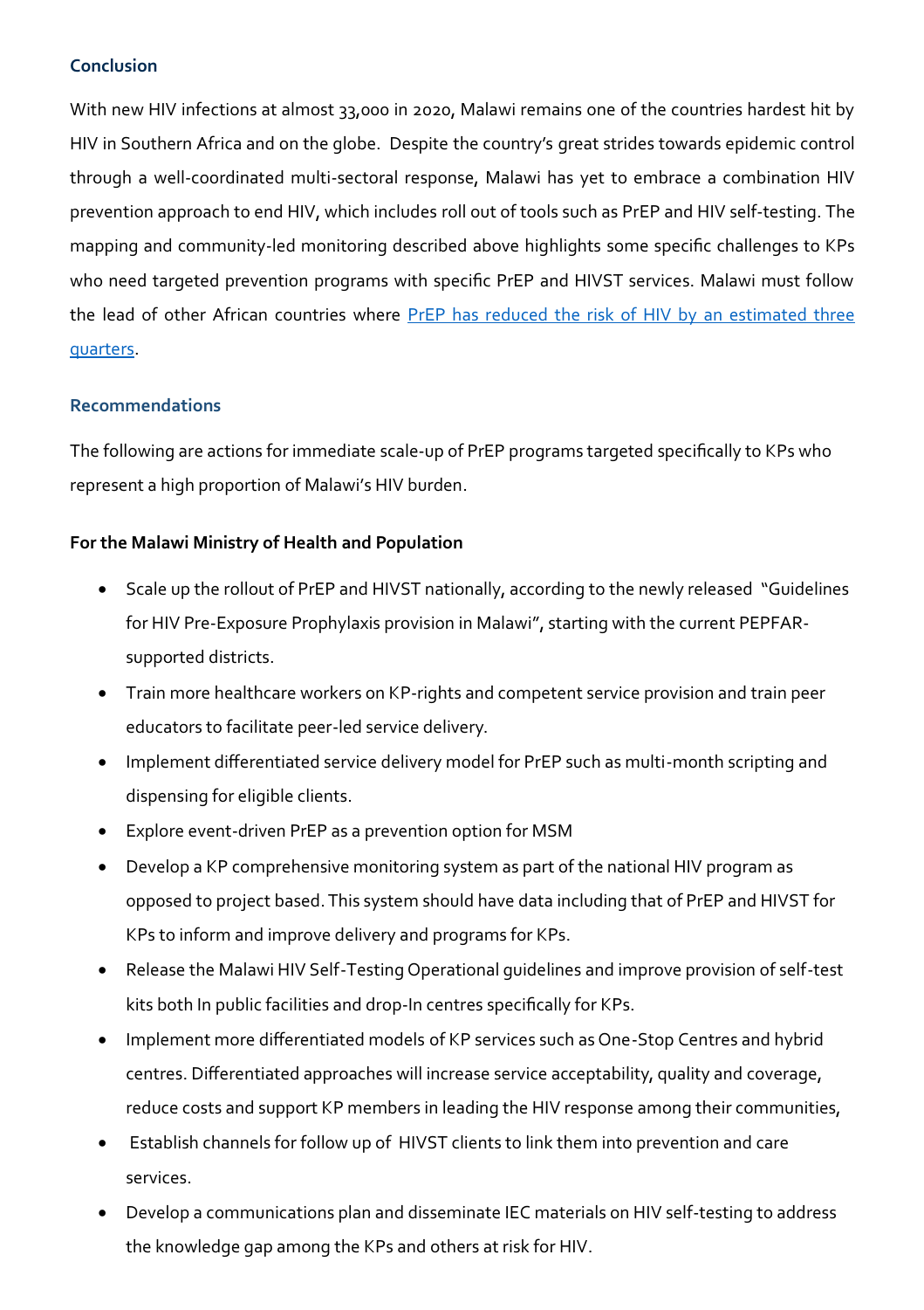## Conclusion

With new HIV infections at almost 33,000 in 2020, Malawi remains one of the countries hardest hit by HIV in Southern Africa and on the globe. Despite the country's great strides towards epidemic control through a well-coordinated multi-sectoral response, Malawi has yet to embrace a combination HIV prevention approach to end HIV, which includes roll out of tools such as PrEP and HIV self-testing. The mapping and community-led monitoring described above highlights some specific challenges to KPs who need targeted prevention programs with specific PrEP and HIVST services. Malawi must follow the lead of other African countries where PrEP has reduced the risk of HIV by an estimated three quarters.

## Recommendations

The following are actions for immediate scale-up of PrEP programs targeted specifically to KPs who represent a high proportion of Malawi's HIV burden.

**For the Malawi Ministry of Health and Population**

- Scale up the rollout of PrEP and HIVST nationally, according to the newly released "Guidelines for HIV Pre-Exposure Prophylaxis provision in Malawi", starting with the current PEPFAR-supported districts.
- Train more healthcare workers on KP-rights and competent service provision and train peer educators to facilitate peer-led service delivery.
- Implement differentiated service delivery model for PrEP such as multi-month scripting and dispensing for eligible clients.
- Explore event-driven PrEP as a prevention option for MSM
- Develop a KP comprehensive monitoring system as part of the national HIV program as opposed to project based. This system should have data including that of PrEP and HIVST for KPs to inform and improve delivery and programs for KPs.
- Release the Malawi HIV Self-Testing Operational guidelines and improve provision of self-test kits both In public facilities and drop-In centres specifically for KPs.
- Implement more differentiated models of KP services such as One-Stop Centres and hybrid centres. Differentiated approaches will increase service acceptability, quality and coverage, reduce costs and support KP members in leading the HIV response among their communities,
- Establish channels for follow up of HIVST clients to link them into prevention and care services.
- Develop a communications plan and disseminate IEC materials on HIV self-testing to address the knowledge gap among the KPs and others at risk for HIV.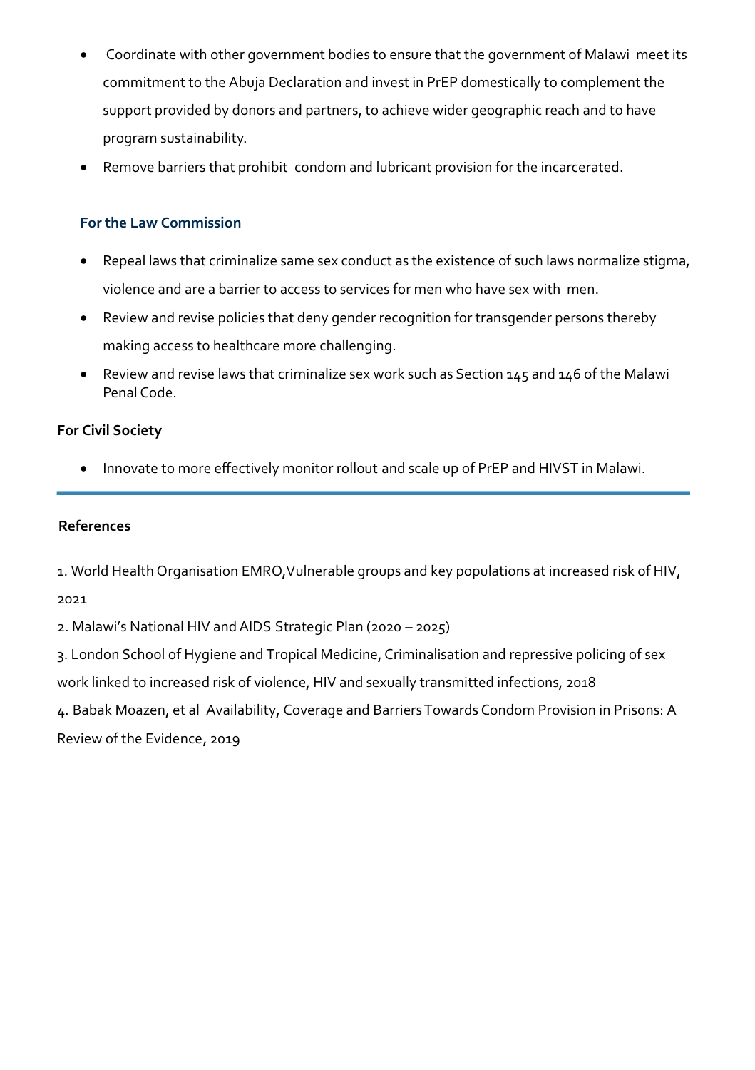- Coordinate with other government bodies to ensure that the government of Malawi meet its commitment to the Abuja Declaration and invest in PrEP domestically to complement the support provided by donors and partners, to achieve wider geographic reach and to have program sustainability.
- Remove barriers that prohibit condom and lubricant provision for the incarcerated.

### For the Law Commission

- Repeal laws that criminalize same sex conduct as the existence of such laws normalize stigma, violence and are a barrier to access to services for men who have sex with men.
- Review and revise policies that deny gender recognition for transgender persons thereby making access to healthcare more challenging.
- Review and revise laws that criminalize sex work such as Section 145 and 146 of the Malawi Penal Code.

### For Civil Society

- Innovate to more effectively monitor rollout and scale up of PrEP and HIVST in Malawi.

---

### References

1. World Health Organisation EMRO,Vulnerable groups and key populations at increased risk of HIV, 2021
2. Malawi's National HIV and AIDS Strategic Plan (2020 – 2025)
3. London School of Hygiene and Tropical Medicine, Criminalisation and repressive policing of sex work linked to increased risk of violence, HIV and sexually transmitted infections, 2018
4. Babak Moazen, et al Availability, Coverage and Barriers Towards Condom Provision in Prisons: A Review of the Evidence, 2019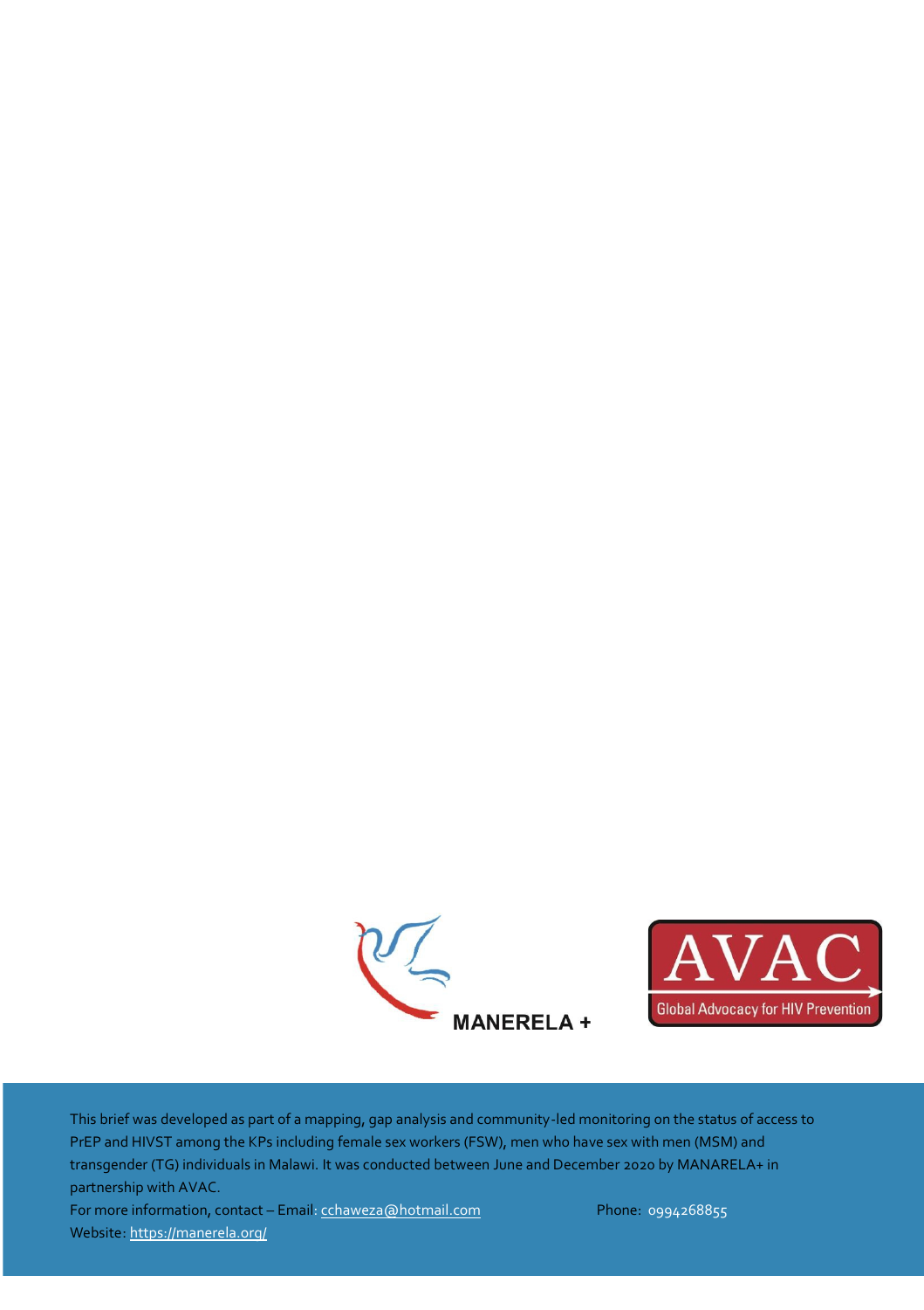MANERELA +

AVAC

Global Advocacy for HIV Prevention

This brief was developed as part of a mapping, gap analysis and community-led monitoring on the status of access to PrEP and HIVST among the KPs including female sex workers (FSW), men who have sex with men (MSM) and transgender (TG) individuals in Malawi. It was conducted between June and December 2020 by MANARELA+ in partnership with AVAC.

For more information, contact – Email: cchaweza@hotmail.com Phone: 0994268855

Website: https://manerela.org/